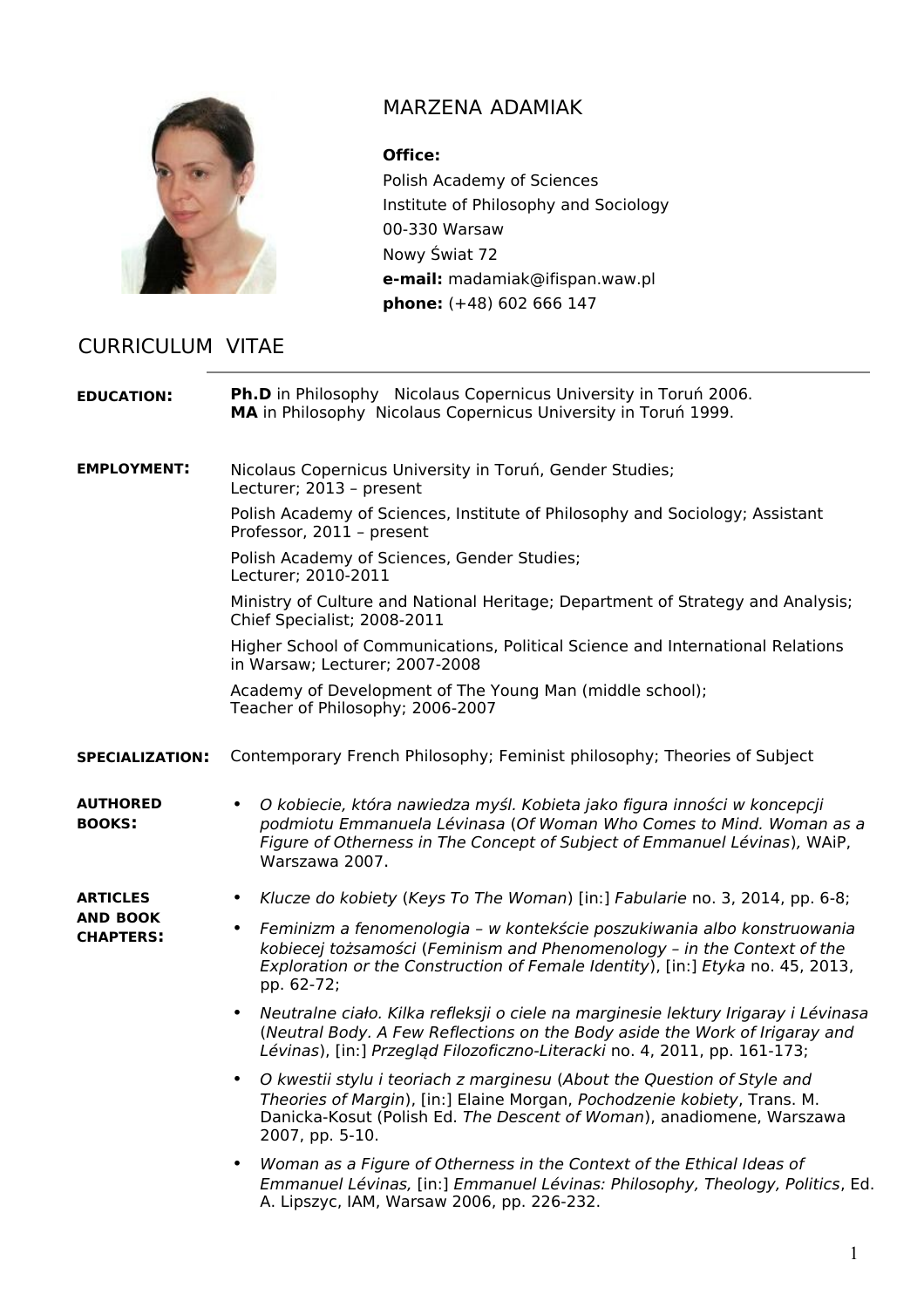# MARZENA ADAMIAK

**Office:**
Polish Academy of Sciences
Institute of Philosophy and Sociology
00-330 Warsaw
Nowy Świat 72
**e-mail:** madamiak@ifispan.waw.pl
**phone:** (+48) 602 666 147

## CURRICULUM VITAE

**EDUCATION:**

**Ph.D** in Philosophy Nicolaus Copernicus University in Toruń 2006.
**MA** in Philosophy Nicolaus Copernicus University in Toruń 1999.

**EMPLOYMENT:**

Nicolaus Copernicus University in Toruń, Gender Studies;
Lecturer; 2013 – present

Polish Academy of Sciences, Institute of Philosophy and Sociology; Assistant Professor, 2011 – present

Polish Academy of Sciences, Gender Studies;
Lecturer; 2010-2011

Ministry of Culture and National Heritage; Department of Strategy and Analysis;
Chief Specialist; 2008-2011

Higher School of Communications, Political Science and International Relations in Warsaw; Lecturer; 2007-2008

Academy of Development of The Young Man (middle school);
Teacher of Philosophy; 2006-2007

**SPECIALIZATION:**

Contemporary French Philosophy; Feminist philosophy; Theories of Subject

**AUTHORED BOOKS:**

- *O kobiecie, która nawiedza myśl. Kobieta jako figura inności w koncepcji podmiotu Emmanuela Lévinasa* (*Of Woman Who Comes to Mind. Woman as a Figure of Otherness in The Concept of Subject of Emmanuel Lévinas*), WAiP, Warszawa 2007.

**ARTICLES AND BOOK CHAPTERS:**

- *Klucze do kobiety* (*Keys To The Woman*) [in:] *Fabularie* no. 3, 2014, pp. 6-8;
- *Feminizm a fenomenologia – w kontekście poszukiwania albo konstruowania kobiecej tożsamości* (*Feminism and Phenomenology – in the Context of the Exploration or the Construction of Female Identity*), [in:] *Etyka* no. 45, 2013, pp. 62-72;
- *Neutralne ciało. Kilka refleksji o ciele na marginesie lektury Irigaray i Lévinasa* (*Neutral Body. A Few Reflections on the Body aside the Work of Irigaray and Lévinas*), [in:] *Przegląd Filozoficzno-Literacki* no. 4, 2011, pp. 161-173;
- *O kwestii stylu i teoriach z marginesu* (*About the Question of Style and Theories of Margin*), [in:] Elaine Morgan, *Pochodzenie kobiety*, Trans. M. Danicka-Kosut (Polish Ed. *The Descent of Woman*), anadiomene, Warszawa 2007, pp. 5-10.
- *Woman as a Figure of Otherness in the Context of the Ethical Ideas of Emmanuel Lévinas,* [in:] *Emmanuel Lévinas: Philosophy, Theology, Politics*, Ed. A. Lipszyc, IAM, Warsaw 2006, pp. 226-232.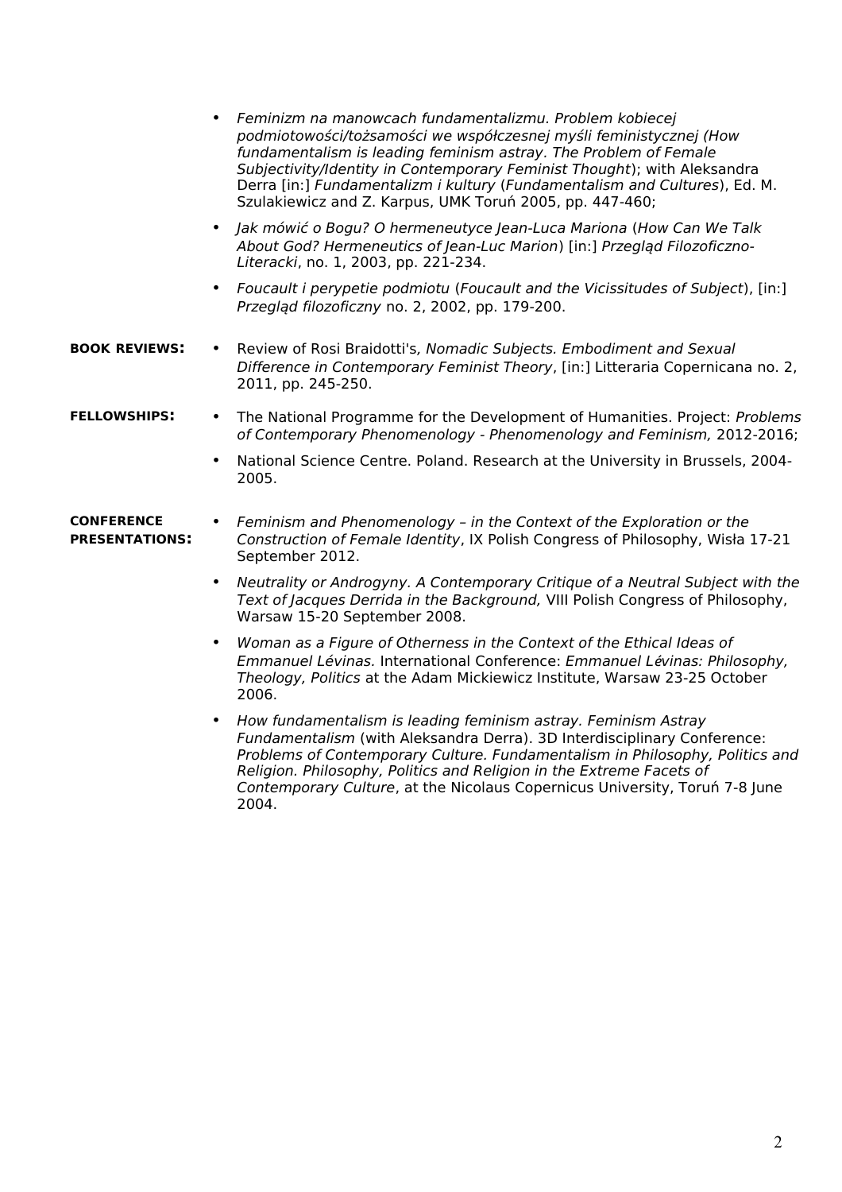- *Feminizm na manowcach fundamentalizmu. Problem kobiecej podmiotowości/tożsamości we współczesnej myśli feministycznej (How fundamentalism is leading feminism astray. The Problem of Female Subjectivity/Identity in Contemporary Feminist Thought*); with Aleksandra Derra [in:] *Fundamentalizm i kultury* (*Fundamentalism and Cultures*), Ed. M. Szulakiewicz and Z. Karpus, UMK Toruń 2005, pp. 447-460;
- *Jak mówić o Bogu? O hermeneutyce Jean-Luca Mariona* (*How Can We Talk About God? Hermeneutics of Jean-Luc Marion*) [in:] *Przegląd Filozoficzno-Literacki*, no. 1, 2003, pp. 221-234.
- *Foucault i perypetie podmiotu* (*Foucault and the Vicissitudes of Subject*), [in:] *Przegląd filozoficzny* no. 2, 2002, pp. 179-200.

**BOOK REVIEWS:**

- Review of Rosi Braidotti's*, Nomadic Subjects. Embodiment and Sexual Difference in Contemporary Feminist Theory*, [in:] Litteraria Copernicana no. 2, 2011, pp. 245-250.

**FELLOWSHIPS:**

- The National Programme for the Development of Humanities. Project: *Problems of Contemporary Phenomenology - Phenomenology and Feminism,* 2012-2016;
- National Science Centre. Poland. Research at the University in Brussels, 2004-2005.

**CONFERENCE PRESENTATIONS:**

- *Feminism and Phenomenology – in the Context of the Exploration or the Construction of Female Identity*, IX Polish Congress of Philosophy, Wisła 17-21 September 2012.
- *Neutrality or Androgyny. A Contemporary Critique of a Neutral Subject with the Text of Jacques Derrida in the Background,* VIII Polish Congress of Philosophy, Warsaw 15-20 September 2008.
- *Woman as a Figure of Otherness in the Context of the Ethical Ideas of Emmanuel Lévinas.* International Conference: *Emmanuel Lévinas: Philosophy, Theology, Politics* at the Adam Mickiewicz Institute, Warsaw 23-25 October 2006.
- *How fundamentalism is leading feminism astray. Feminism Astray Fundamentalism* (with Aleksandra Derra). 3D Interdisciplinary Conference: *Problems of Contemporary Culture. Fundamentalism in Philosophy, Politics and Religion. Philosophy, Politics and Religion in the Extreme Facets of Contemporary Culture*, at the Nicolaus Copernicus University, Toruń 7-8 June 2004.